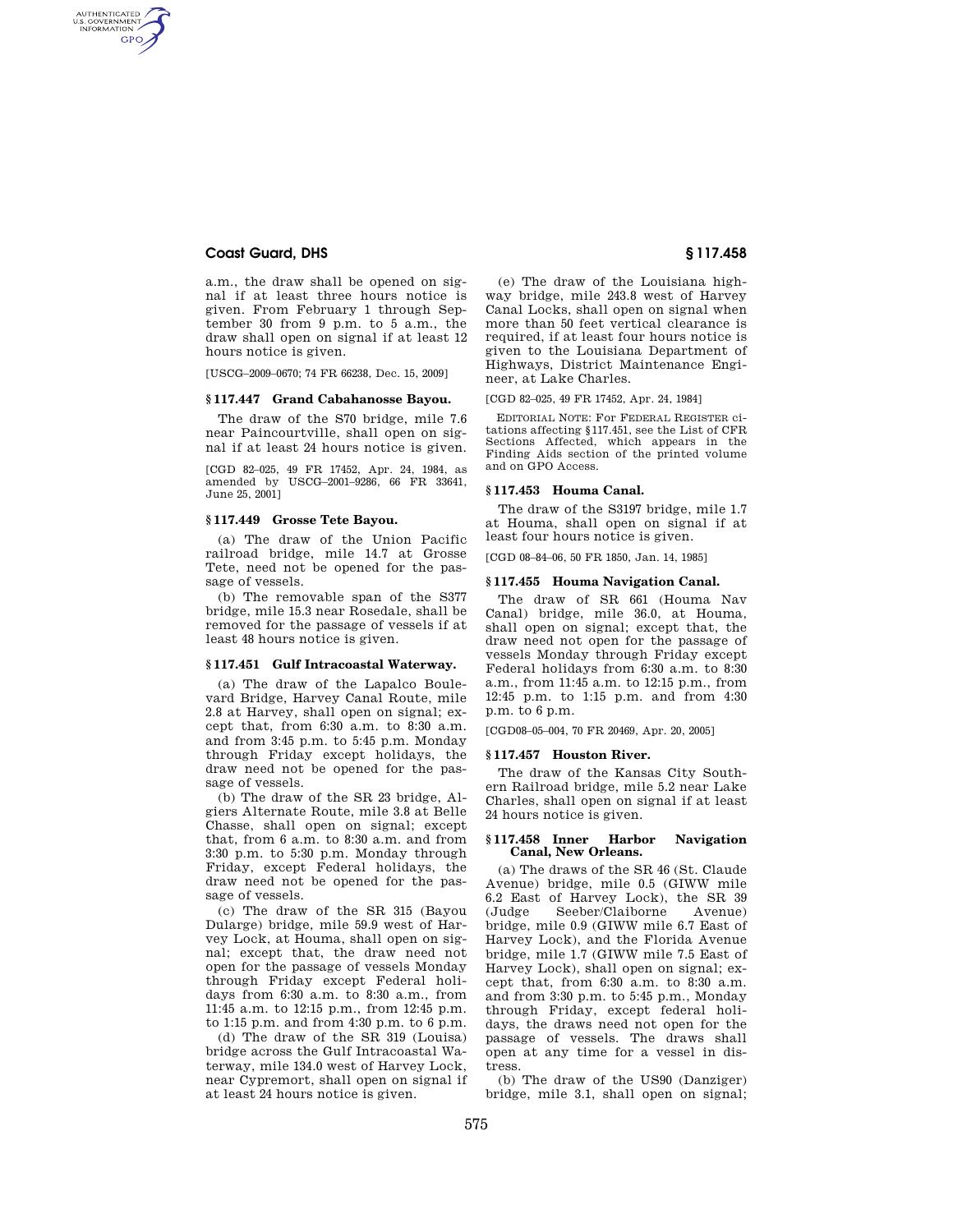a.m., the draw shall be opened on signal if at least three hours notice is given. From February 1 through September 30 from 9 p.m. to 5 a.m., the draw shall open on signal if at least 12 hours notice is given.

[USCG–2009–0670; 74 FR 66238, Dec. 15, 2009]

### § 117.447 Grand Cabahanosse Bayou.

The draw of the S70 bridge, mile 7.6 near Paincourtville, shall open on signal if at least 24 hours notice is given.

[CGD 82–025, 49 FR 17452, Apr. 24, 1984, as amended by USCG–2001–9286, 66 FR 33641, June 25, 2001]

### § 117.449 Grosse Tete Bayou.

(a) The draw of the Union Pacific railroad bridge, mile 14.7 at Grosse Tete, need not be opened for the passage of vessels.

(b) The removable span of the S377 bridge, mile 15.3 near Rosedale, shall be removed for the passage of vessels if at least 48 hours notice is given.

### § 117.451 Gulf Intracoastal Waterway.

(a) The draw of the Lapalco Boulevard Bridge, Harvey Canal Route, mile 2.8 at Harvey, shall open on signal; except that, from 6:30 a.m. to 8:30 a.m. and from 3:45 p.m. to 5:45 p.m. Monday through Friday except holidays, the draw need not be opened for the passage of vessels.

(b) The draw of the SR 23 bridge, Algiers Alternate Route, mile 3.8 at Belle Chasse, shall open on signal; except that, from 6 a.m. to 8:30 a.m. and from 3:30 p.m. to 5:30 p.m. Monday through Friday, except Federal holidays, the draw need not be opened for the passage of vessels.

(c) The draw of the SR 315 (Bayou Dularge) bridge, mile 59.9 west of Harvey Lock, at Houma, shall open on signal; except that, the draw need not open for the passage of vessels Monday through Friday except Federal holidays from 6:30 a.m. to 8:30 a.m., from 11:45 a.m. to 12:15 p.m., from 12:45 p.m. to 1:15 p.m. and from 4:30 p.m. to 6 p.m.

(d) The draw of the SR 319 (Louisa) bridge across the Gulf Intracoastal Waterway, mile 134.0 west of Harvey Lock, near Cypremort, shall open on signal if at least 24 hours notice is given.

(e) The draw of the Louisiana highway bridge, mile 243.8 west of Harvey Canal Locks, shall open on signal when more than 50 feet vertical clearance is required, if at least four hours notice is given to the Louisiana Department of Highways, District Maintenance Engineer, at Lake Charles.

[CGD 82–025, 49 FR 17452, Apr. 24, 1984]

EDITORIAL NOTE: For FEDERAL REGISTER citations affecting §117.451, see the List of CFR Sections Affected, which appears in the Finding Aids section of the printed volume and on GPO Access.

### § 117.453 Houma Canal.

The draw of the S3197 bridge, mile 1.7 at Houma, shall open on signal if at least four hours notice is given.

[CGD 08–84–06, 50 FR 1850, Jan. 14, 1985]

### § 117.455 Houma Navigation Canal.

The draw of SR 661 (Houma Nav Canal) bridge, mile 36.0, at Houma, shall open on signal; except that, the draw need not open for the passage of vessels Monday through Friday except Federal holidays from 6:30 a.m. to 8:30 a.m., from 11:45 a.m. to 12:15 p.m., from 12:45 p.m. to 1:15 p.m. and from 4:30 p.m. to 6 p.m.

[CGD08–05–004, 70 FR 20469, Apr. 20, 2005]

### § 117.457 Houston River.

The draw of the Kansas City Southern Railroad bridge, mile 5.2 near Lake Charles, shall open on signal if at least 24 hours notice is given.

### § 117.458 Inner Harbor Navigation Canal, New Orleans.

(a) The draws of the SR 46 (St. Claude Avenue) bridge, mile 0.5 (GIWW mile 6.2 East of Harvey Lock), the SR 39 (Judge Seeber/Claiborne Avenue) bridge, mile 0.9 (GIWW mile 6.7 East of Harvey Lock), and the Florida Avenue bridge, mile 1.7 (GIWW mile 7.5 East of Harvey Lock), shall open on signal; except that, from 6:30 a.m. to 8:30 a.m. and from 3:30 p.m. to 5:45 p.m., Monday through Friday, except federal holidays, the draws need not open for the passage of vessels. The draws shall open at any time for a vessel in distress.

(b) The draw of the US90 (Danziger) bridge, mile 3.1, shall open on signal;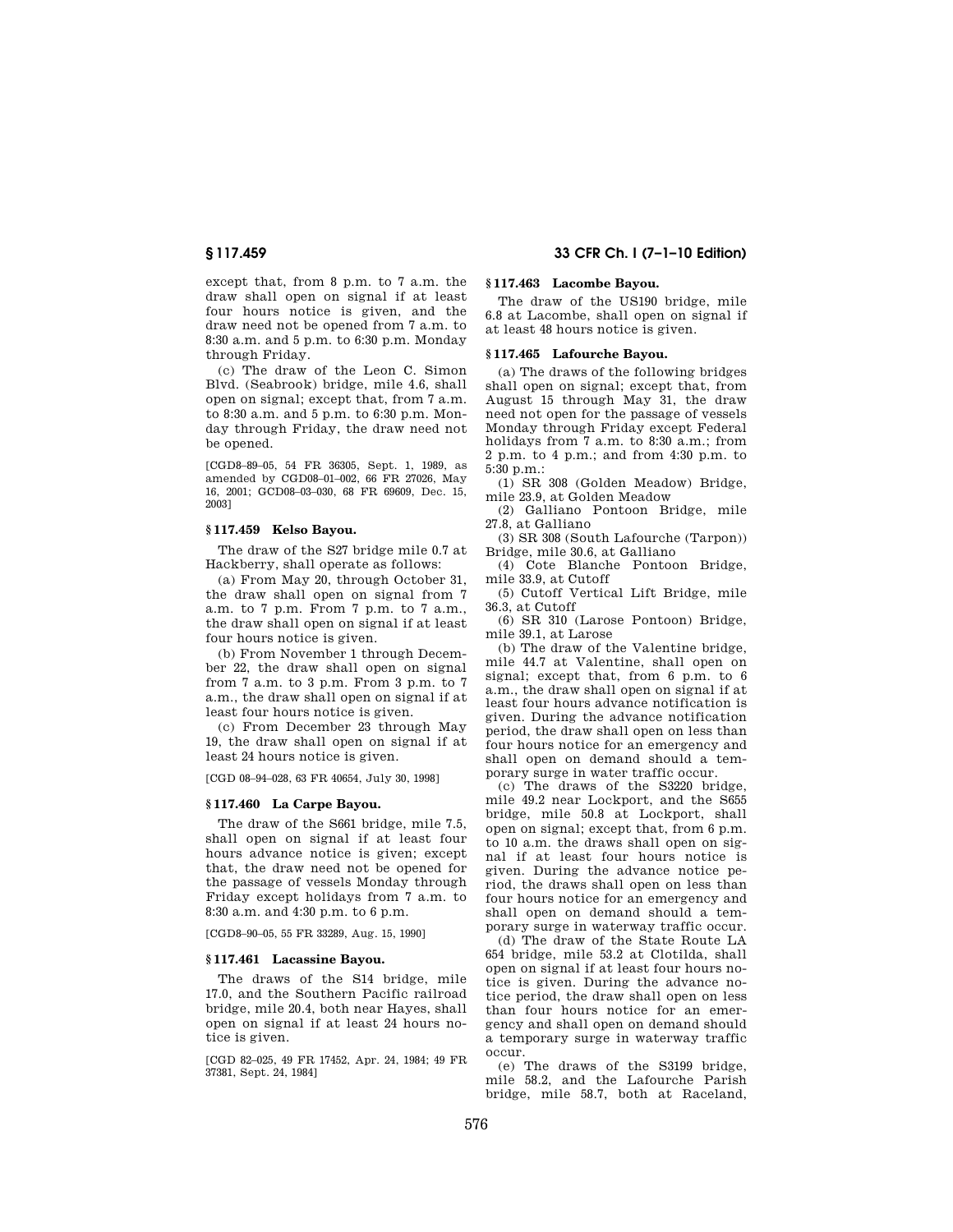except that, from 8 p.m. to 7 a.m. the draw shall open on signal if at least four hours notice is given, and the draw need not be opened from 7 a.m. to 8:30 a.m. and 5 p.m. to 6:30 p.m. Monday through Friday.

(c) The draw of the Leon C. Simon Blvd. (Seabrook) bridge, mile 4.6, shall open on signal; except that, from 7 a.m. to 8:30 a.m. and 5 p.m. to 6:30 p.m. Monday through Friday, the draw need not be opened.

[CGD8–89–05, 54 FR 36305, Sept. 1, 1989, as amended by CGD08–01–002, 66 FR 27026, May 16, 2001; GCD08–03–030, 68 FR 69609, Dec. 15, 2003]

### § 117.459 Kelso Bayou.

The draw of the S27 bridge mile 0.7 at Hackberry, shall operate as follows:

(a) From May 20, through October 31, the draw shall open on signal from 7 a.m. to 7 p.m. From 7 p.m. to 7 a.m., the draw shall open on signal if at least four hours notice is given.

(b) From November 1 through December 22, the draw shall open on signal from 7 a.m. to 3 p.m. From 3 p.m. to 7 a.m., the draw shall open on signal if at least four hours notice is given.

(c) From December 23 through May 19, the draw shall open on signal if at least 24 hours notice is given.

[CGD 08–94–028, 63 FR 40654, July 30, 1998]

### § 117.460 La Carpe Bayou.

The draw of the S661 bridge, mile 7.5, shall open on signal if at least four hours advance notice is given; except that, the draw need not be opened for the passage of vessels Monday through Friday except holidays from 7 a.m. to 8:30 a.m. and 4:30 p.m. to 6 p.m.

[CGD8–90–05, 55 FR 33289, Aug. 15, 1990]

### § 117.461 Lacassine Bayou.

The draws of the S14 bridge, mile 17.0, and the Southern Pacific railroad bridge, mile 20.4, both near Hayes, shall open on signal if at least 24 hours notice is given.

[CGD 82–025, 49 FR 17452, Apr. 24, 1984; 49 FR 37381, Sept. 24, 1984]

### § 117.463 Lacombe Bayou.

The draw of the US190 bridge, mile 6.8 at Lacombe, shall open on signal if at least 48 hours notice is given.

### § 117.465 Lafourche Bayou.

(a) The draws of the following bridges shall open on signal; except that, from August 15 through May 31, the draw need not open for the passage of vessels Monday through Friday except Federal holidays from 7 a.m. to 8:30 a.m.; from 2 p.m. to 4 p.m.; and from 4:30 p.m. to 5:30 p.m.:

(1) SR 308 (Golden Meadow) Bridge, mile 23.9, at Golden Meadow

(2) Galliano Pontoon Bridge, mile 27.8, at Galliano

(3) SR 308 (South Lafourche (Tarpon)) Bridge, mile 30.6, at Galliano

(4) Cote Blanche Pontoon Bridge, mile 33.9, at Cutoff

(5) Cutoff Vertical Lift Bridge, mile 36.3, at Cutoff

(6) SR 310 (Larose Pontoon) Bridge, mile 39.1, at Larose

(b) The draw of the Valentine bridge, mile 44.7 at Valentine, shall open on signal; except that, from 6 p.m. to 6 a.m., the draw shall open on signal if at least four hours advance notification is given. During the advance notification period, the draw shall open on less than four hours notice for an emergency and shall open on demand should a temporary surge in water traffic occur.

(c) The draws of the S3220 bridge, mile 49.2 near Lockport, and the S655 bridge, mile 50.8 at Lockport, shall open on signal; except that, from 6 p.m. to 10 a.m. the draws shall open on signal if at least four hours notice is given. During the advance notice period, the draws shall open on less than four hours notice for an emergency and shall open on demand should a temporary surge in waterway traffic occur.

(d) The draw of the State Route LA 654 bridge, mile 53.2 at Clotilda, shall open on signal if at least four hours notice is given. During the advance notice period, the draw shall open on less than four hours notice for an emergency and shall open on demand should a temporary surge in waterway traffic occur.

(e) The draws of the S3199 bridge, mile 58.2, and the Lafourche Parish bridge, mile 58.7, both at Raceland,